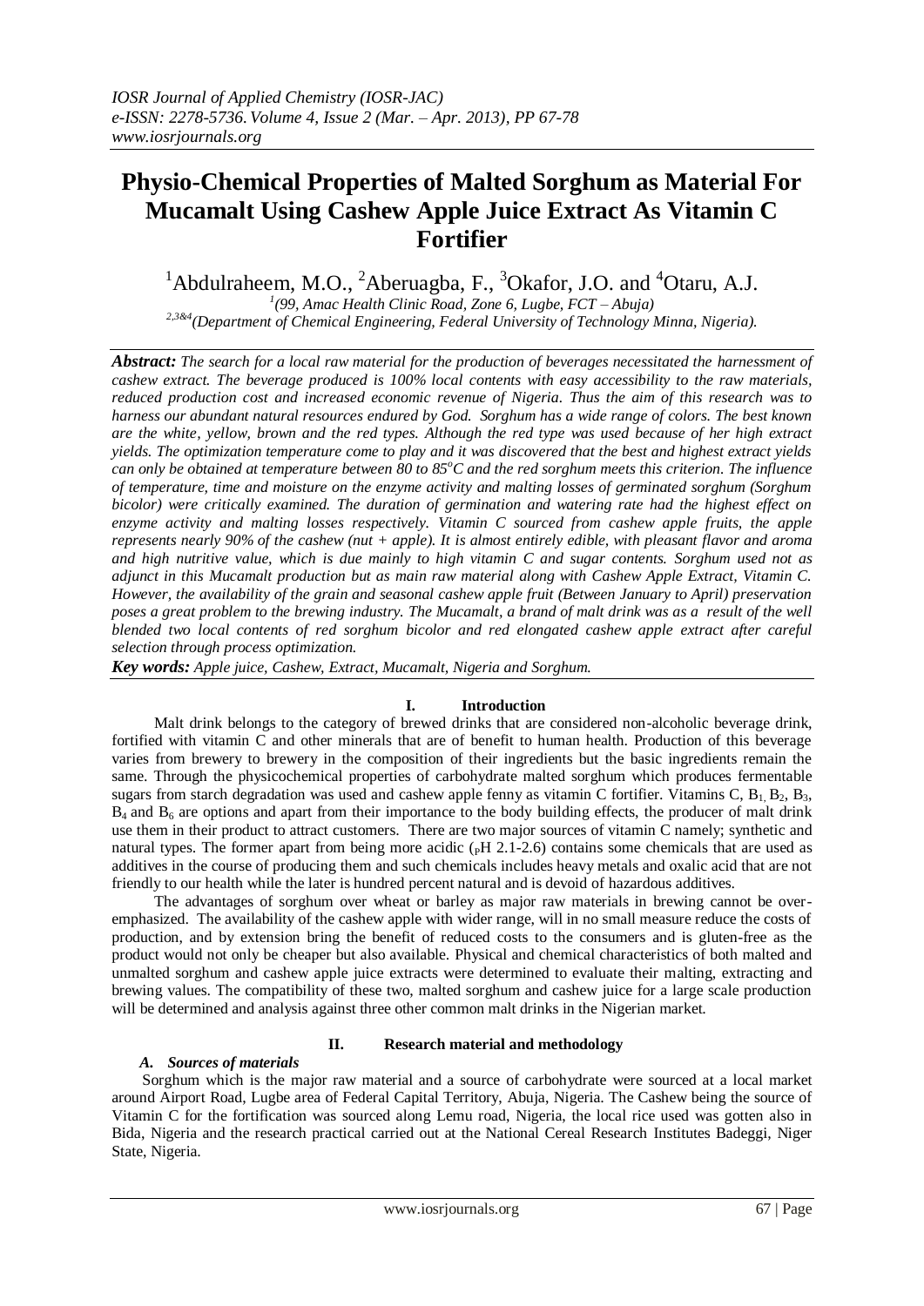# Physio-Chemical Properties of Malted Sorghum as Material For Mucamalt Using Cashew Apple Juice Extract As Vitamin C Fortifier

[1]Abdulraheem, M.O., [2]Aberuagba, F., [3]Okafor, J.O. and [4]Otaru, A.J.

[1](99, Amac Health Clinic Road, Zone 6, Lugbe, FCT – Abuja)

[2,3&4](Department of Chemical Engineering, Federal University of Technology Minna, Nigeria).

***Abstract:*** *The search for a local raw material for the production of beverages necessitated the harnessment of cashew extract. The beverage produced is 100% local contents with easy accessibility to the raw materials, reduced production cost and increased economic revenue of Nigeria. Thus the aim of this research was to harness our abundant natural resources endured by God. Sorghum has a wide range of colors. The best known are the white, yellow, brown and the red types. Although the red type was used because of her high extract yields. The optimization temperature come to play and it was discovered that the best and highest extract yields can only be obtained at temperature between 80 to 85°C and the red sorghum meets this criterion. The influence of temperature, time and moisture on the enzyme activity and malting losses of germinated sorghum (Sorghum bicolor) were critically examined. The duration of germination and watering rate had the highest effect on enzyme activity and malting losses respectively. Vitamin C sourced from cashew apple fruits, the apple represents nearly 90% of the cashew (nut + apple). It is almost entirely edible, with pleasant flavor and aroma and high nutritive value, which is due mainly to high vitamin C and sugar contents. Sorghum used not as adjunct in this Mucamalt production but as main raw material along with Cashew Apple Extract, Vitamin C. However, the availability of the grain and seasonal cashew apple fruit (Between January to April) preservation poses a great problem to the brewing industry. The Mucamalt, a brand of malt drink was as a result of the well blended two local contents of red sorghum bicolor and red elongated cashew apple extract after careful selection through process optimization.*

***Key words:*** *Apple juice, Cashew, Extract, Mucamalt, Nigeria and Sorghum.*

## I. Introduction

Malt drink belongs to the category of brewed drinks that are considered non-alcoholic beverage drink, fortified with vitamin C and other minerals that are of benefit to human health. Production of this beverage varies from brewery to brewery in the composition of their ingredients but the basic ingredients remain the same. Through the physicochemical properties of carbohydrate malted sorghum which produces fermentable sugars from starch degradation was used and cashew apple fenny as vitamin C fortifier. Vitamins C, $B_1$, $B_2$, $B_3$, $B_4$ and $B_6$ are options and apart from their importance to the body building effects, the producer of malt drink use them in their product to attract customers. There are two major sources of vitamin C namely; synthetic and natural types. The former apart from being more acidic ($_P$H 2.1-2.6) contains some chemicals that are used as additives in the course of producing them and such chemicals includes heavy metals and oxalic acid that are not friendly to our health while the later is hundred percent natural and is devoid of hazardous additives.

The advantages of sorghum over wheat or barley as major raw materials in brewing cannot be over-emphasized. The availability of the cashew apple with wider range, will in no small measure reduce the costs of production, and by extension bring the benefit of reduced costs to the consumers and is gluten-free as the product would not only be cheaper but also available. Physical and chemical characteristics of both malted and unmalted sorghum and cashew apple juice extracts were determined to evaluate their malting, extracting and brewing values. The compatibility of these two, malted sorghum and cashew juice for a large scale production will be determined and analysis against three other common malt drinks in the Nigerian market.

## II. Research material and methodology

### *A. Sources of materials*

Sorghum which is the major raw material and a source of carbohydrate were sourced at a local market around Airport Road, Lugbe area of Federal Capital Territory, Abuja, Nigeria. The Cashew being the source of Vitamin C for the fortification was sourced along Lemu road, Nigeria, the local rice used was gotten also in Bida, Nigeria and the research practical carried out at the National Cereal Research Institutes Badeggi, Niger State, Nigeria.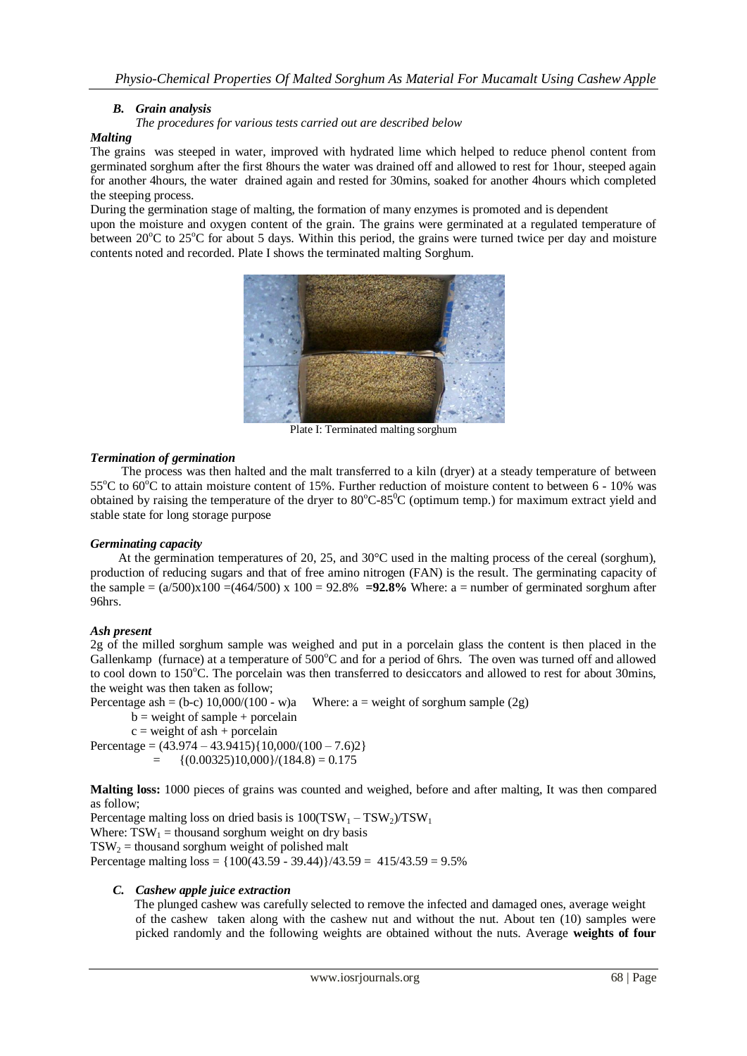### *B. Grain analysis*

*The procedures for various tests carried out are described below*

***Malting***

The grains was steeped in water, improved with hydrated lime which helped to reduce phenol content from germinated sorghum after the first 8hours the water was drained off and allowed to rest for 1hour, steeped again for another 4hours, the water drained again and rested for 30mins, soaked for another 4hours which completed the steeping process.

During the germination stage of malting, the formation of many enzymes is promoted and is dependent upon the moisture and oxygen content of the grain. The grains were germinated at a regulated temperature of between 20°C to 25°C for about 5 days. Within this period, the grains were turned twice per day and moisture contents noted and recorded. Plate I shows the terminated malting Sorghum.

Plate I: Terminated malting sorghum

***Termination of germination***

The process was then halted and the malt transferred to a kiln (dryer) at a steady temperature of between 55°C to 60°C to attain moisture content of 15%. Further reduction of moisture content to between 6 - 10% was obtained by raising the temperature of the dryer to 80°C-85°C (optimum temp.) for maximum extract yield and stable state for long storage purpose

***Germinating capacity***

At the germination temperatures of 20, 25, and 30°C used in the malting process of the cereal (sorghum), production of reducing sugars and that of free amino nitrogen (FAN) is the result. The germinating capacity of the sample = $(a/500)\text{x}100 = (464/500) \text{ x } 100 = 92.8\%$ **=92.8%** Where: a = number of germinated sorghum after 96hrs.

***Ash present***

2g of the milled sorghum sample was weighed and put in a porcelain glass the content is then placed in the Gallenkamp (furnace) at a temperature of 500°C and for a period of 6hrs. The oven was turned off and allowed to cool down to 150°C. The porcelain was then transferred to desiccators and allowed to rest for about 30mins, the weight was then taken as follow;

Percentage ash = $(b\text{-}c)\ 10{,}000/(100 - w)a$ Where: a = weight of sorghum sample (2g)

b = weight of sample + porcelain

c = weight of ash + porcelain

Percentage = $(43.974 - 43.9415)\{10{,}000/(100 - 7.6)2\}$

$= \{(0.00325)10{,}000\}/(184.8) = 0.175$

**Malting loss:** 1000 pieces of grains was counted and weighed, before and after malting, It was then compared as follow;

Percentage malting loss on dried basis is $100(TSW_1 - TSW_2)/TSW_1$

Where: $TSW_1$ = thousand sorghum weight on dry basis

$TSW_2$ = thousand sorghum weight of polished malt

Percentage malting loss = $\{100(43.59 - 39.44)\}/43.59 = 415/43.59 = 9.5\%$

### *C. Cashew apple juice extraction*

The plunged cashew was carefully selected to remove the infected and damaged ones, average weight of the cashew taken along with the cashew nut and without the nut. About ten (10) samples were picked randomly and the following weights are obtained without the nuts. Average **weights of four**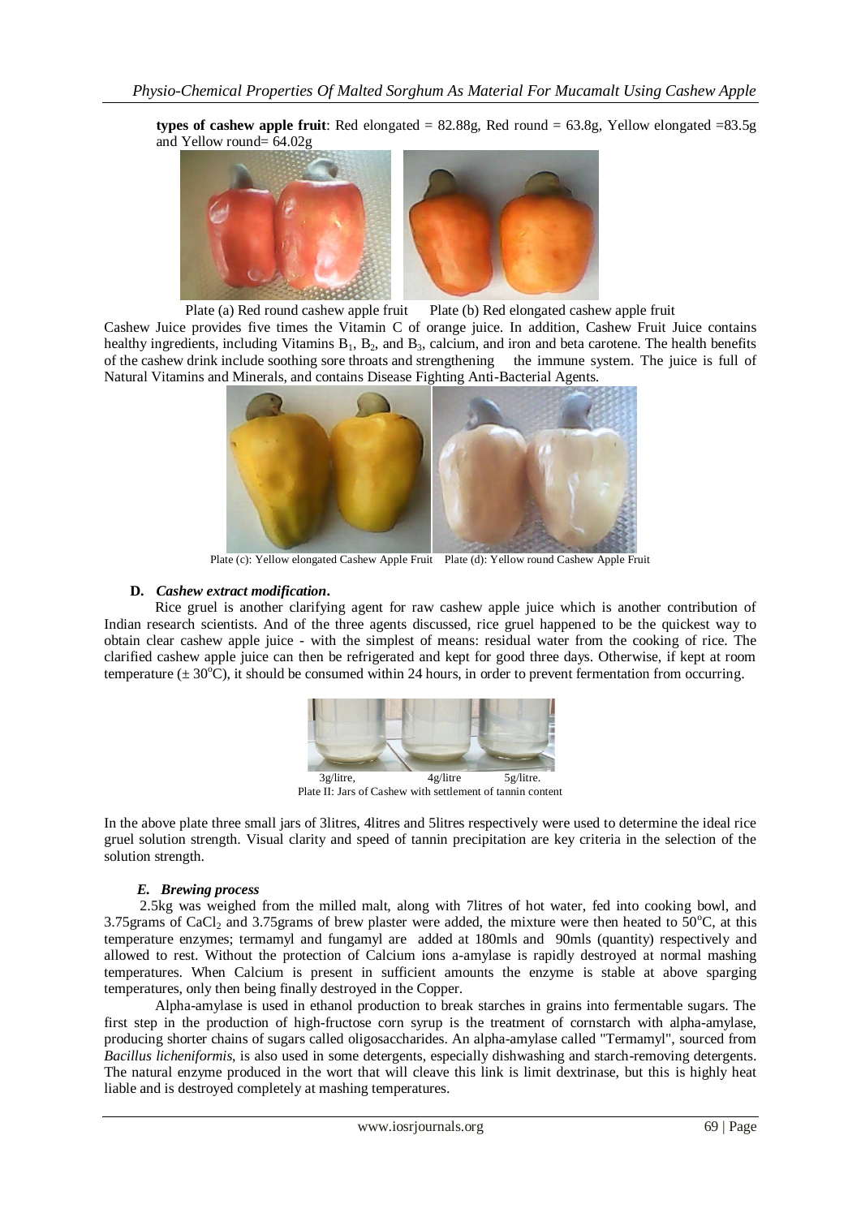**types of cashew apple fruit**: Red elongated = 82.88g, Red round = 63.8g, Yellow elongated =83.5g and Yellow round= 64.02g

Plate (a) Red round cashew apple fruit     Plate (b) Red elongated cashew apple fruit

Cashew Juice provides five times the Vitamin C of orange juice. In addition, Cashew Fruit Juice contains healthy ingredients, including Vitamins $B_1$, $B_2$, and $B_3$, calcium, and iron and beta carotene. The health benefits of the cashew drink include soothing sore throats and strengthening the immune system. The juice is full of Natural Vitamins and Minerals, and contains Disease Fighting Anti-Bacterial Agents.

Plate (c): Yellow elongated Cashew Apple Fruit     Plate (d): Yellow round Cashew Apple Fruit

### D. *Cashew extract modification***.**

Rice gruel is another clarifying agent for raw cashew apple juice which is another contribution of Indian research scientists. And of the three agents discussed, rice gruel happened to be the quickest way to obtain clear cashew apple juice - with the simplest of means: residual water from the cooking of rice. The clarified cashew apple juice can then be refrigerated and kept for good three days. Otherwise, if kept at room temperature ($\pm$ 30$^{o}$C), it should be consumed within 24 hours, in order to prevent fermentation from occurring.

3g/litre,     4g/litre     5g/litre.

Plate II: Jars of Cashew with settlement of tannin content

In the above plate three small jars of 3litres, 4litres and 5litres respectively were used to determine the ideal rice gruel solution strength. Visual clarity and speed of tannin precipitation are key criteria in the selection of the solution strength.

### *E. Brewing process*

2.5kg was weighed from the milled malt, along with 7litres of hot water, fed into cooking bowl, and 3.75grams of $CaCl_2$ and 3.75grams of brew plaster were added, the mixture were then heated to 50$^{o}$C, at this temperature enzymes; termamyl and fungamyl are added at 180mls and 90mls (quantity) respectively and allowed to rest. Without the protection of Calcium ions a-amylase is rapidly destroyed at normal mashing temperatures. When Calcium is present in sufficient amounts the enzyme is stable at above sparging temperatures, only then being finally destroyed in the Copper.

Alpha-amylase is used in ethanol production to break starches in grains into fermentable sugars. The first step in the production of high-fructose corn syrup is the treatment of cornstarch with alpha-amylase, producing shorter chains of sugars called oligosaccharides. An alpha-amylase called "Termamyl", sourced from *Bacillus licheniformis*, is also used in some detergents, especially dishwashing and starch-removing detergents. The natural enzyme produced in the wort that will cleave this link is limit dextrinase, but this is highly heat liable and is destroyed completely at mashing temperatures.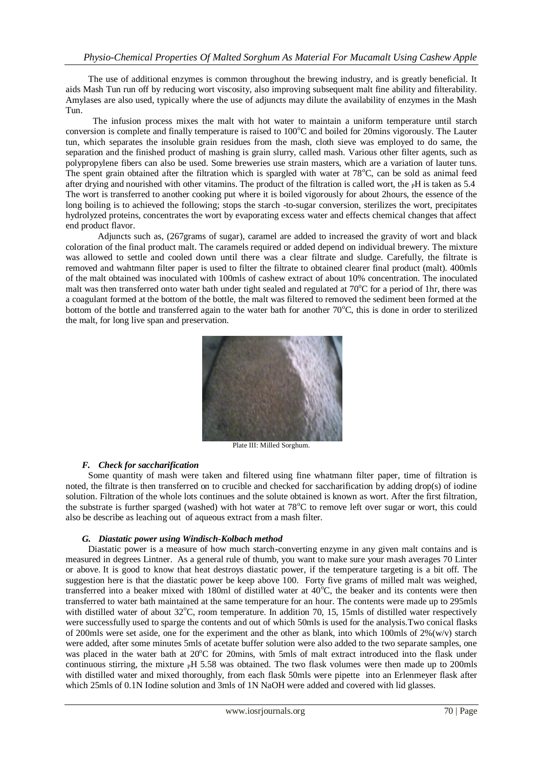The use of additional enzymes is common throughout the brewing industry, and is greatly beneficial. It aids Mash Tun run off by reducing wort viscosity, also improving subsequent malt fine ability and filterability. Amylases are also used, typically where the use of adjuncts may dilute the availability of enzymes in the Mash Tun.

The infusion process mixes the malt with hot water to maintain a uniform temperature until starch conversion is complete and finally temperature is raised to 100°C and boiled for 20mins vigorously. The Lauter tun, which separates the insoluble grain residues from the mash, cloth sieve was employed to do same, the separation and the finished product of mashing is grain slurry, called mash. Various other filter agents, such as polypropylene fibers can also be used. Some breweries use strain masters, which are a variation of lauter tuns. The spent grain obtained after the filtration which is spargled with water at 78°C, can be sold as animal feed after drying and nourished with other vitamins. The product of the filtration is called wort, the $_P$H is taken as 5.4 The wort is transferred to another cooking put where it is boiled vigorously for about 2hours, the essence of the long boiling is to achieved the following; stops the starch -to-sugar conversion, sterilizes the wort, precipitates hydrolyzed proteins, concentrates the wort by evaporating excess water and effects chemical changes that affect end product flavor.

Adjuncts such as, (267grams of sugar), caramel are added to increased the gravity of wort and black coloration of the final product malt. The caramels required or added depend on individual brewery. The mixture was allowed to settle and cooled down until there was a clear filtrate and sludge. Carefully, the filtrate is removed and wahtmann filter paper is used to filter the filtrate to obtained clearer final product (malt). 400mls of the malt obtained was inoculated with 100mls of cashew extract of about 10% concentration. The inoculated malt was then transferred onto water bath under tight sealed and regulated at 70°C for a period of 1hr, there was a coagulant formed at the bottom of the bottle, the malt was filtered to removed the sediment been formed at the bottom of the bottle and transferred again to the water bath for another 70°C, this is done in order to sterilized the malt, for long live span and preservation.

Plate III: Milled Sorghum.

### *F. Check for saccharification*

Some quantity of mash were taken and filtered using fine whatmann filter paper, time of filtration is noted, the filtrate is then transferred on to crucible and checked for saccharification by adding drop(s) of iodine solution. Filtration of the whole lots continues and the solute obtained is known as wort. After the first filtration, the substrate is further sparged (washed) with hot water at 78°C to remove left over sugar or wort, this could also be describe as leaching out of aqueous extract from a mash filter.

### *G. Diastatic power using Windisch-Kolbach method*

Diastatic power is a measure of how much starch-converting enzyme in any given malt contains and is measured in degrees Lintner. As a general rule of thumb, you want to make sure your mash averages 70 Linter or above. It is good to know that heat destroys diastatic power, if the temperature targeting is a bit off. The suggestion here is that the diastatic power be keep above 100. Forty five grams of milled malt was weighed, transferred into a beaker mixed with 180ml of distilled water at 40°C, the beaker and its contents were then transferred to water bath maintained at the same temperature for an hour. The contents were made up to 295mls with distilled water of about 32°C, room temperature. In addition 70, 15, 15mls of distilled water respectively were successfully used to sparge the contents and out of which 50mls is used for the analysis.Two conical flasks of 200mls were set aside, one for the experiment and the other as blank, into which 100mls of 2%(w/v) starch were added, after some minutes 5mls of acetate buffer solution were also added to the two separate samples, one was placed in the water bath at 20°C for 20mins, with 5mls of malt extract introduced into the flask under continuous stirring, the mixture $_P$H 5.58 was obtained. The two flask volumes were then made up to 200mls with distilled water and mixed thoroughly, from each flask 50mls were pipette into an Erlenmeyer flask after which 25mls of 0.1N Iodine solution and 3mls of 1N NaOH were added and covered with lid glasses.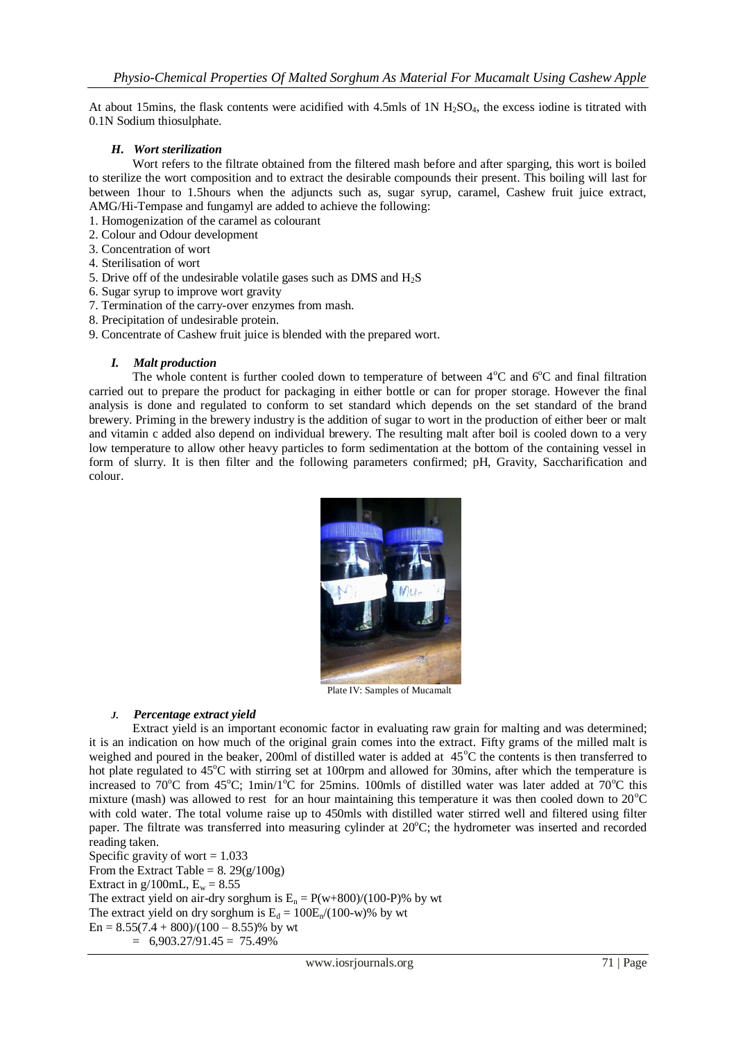At about 15mins, the flask contents were acidified with 4.5mls of 1N $H_2SO_4$, the excess iodine is titrated with 0.1N Sodium thiosulphate.

### H. Wort sterilization

Wort refers to the filtrate obtained from the filtered mash before and after sparging, this wort is boiled to sterilize the wort composition and to extract the desirable compounds their present. This boiling will last for between 1hour to 1.5hours when the adjuncts such as, sugar syrup, caramel, Cashew fruit juice extract, AMG/Hi-Tempase and fungamyl are added to achieve the following:

1. Homogenization of the caramel as colourant
2. Colour and Odour development
3. Concentration of wort
4. Sterilisation of wort
5. Drive off of the undesirable volatile gases such as DMS and $H_2S$
6. Sugar syrup to improve wort gravity
7. Termination of the carry-over enzymes from mash.
8. Precipitation of undesirable protein.
9. Concentrate of Cashew fruit juice is blended with the prepared wort.

### I. Malt production

The whole content is further cooled down to temperature of between 4°C and 6°C and final filtration carried out to prepare the product for packaging in either bottle or can for proper storage. However the final analysis is done and regulated to conform to set standard which depends on the set standard of the brand brewery. Priming in the brewery industry is the addition of sugar to wort in the production of either beer or malt and vitamin c added also depend on individual brewery. The resulting malt after boil is cooled down to a very low temperature to allow other heavy particles to form sedimentation at the bottom of the containing vessel in form of slurry. It is then filter and the following parameters confirmed; pH, Gravity, Saccharification and colour.

Plate IV: Samples of Mucamalt

### J. Percentage extract yield

Extract yield is an important economic factor in evaluating raw grain for malting and was determined; it is an indication on how much of the original grain comes into the extract. Fifty grams of the milled malt is weighed and poured in the beaker, 200ml of distilled water is added at 45°C the contents is then transferred to hot plate regulated to 45°C with stirring set at 100rpm and allowed for 30mins, after which the temperature is increased to 70°C from 45°C; 1min/1°C for 25mins. 100mls of distilled water was later added at 70°C this mixture (mash) was allowed to rest for an hour maintaining this temperature it was then cooled down to 20°C with cold water. The total volume raise up to 450mls with distilled water stirred well and filtered using filter paper. The filtrate was transferred into measuring cylinder at 20°C; the hydrometer was inserted and recorded reading taken.

Specific gravity of wort = 1.033

From the Extract Table = 8. 29(g/100g)

Extract in g/100mL, $E_w = 8.55$

The extract yield on air-dry sorghum is $E_n = P(w+800)/(100-P)\%$ by wt

The extract yield on dry sorghum is $E_d = 100E_n/(100-w)\%$ by wt

$En = 8.55(7.4 + 800)/(100 - 8.55)\%$ by wt

$= 6,903.27/91.45 = 75.49\%$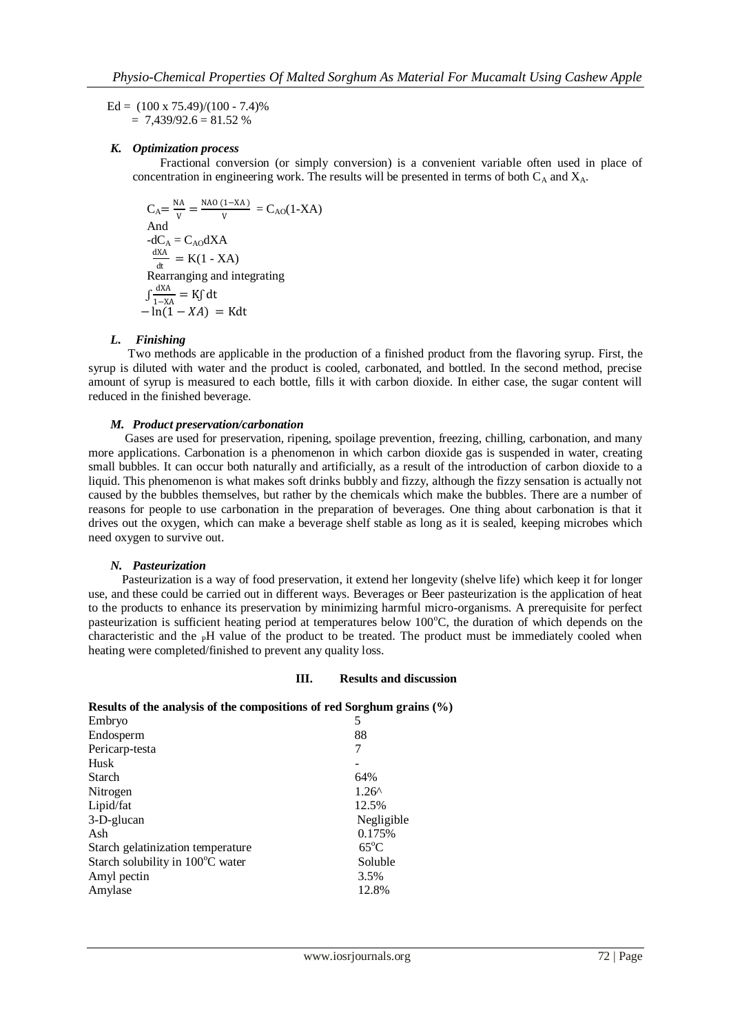$$Ed = (100 \times 75.49)/(100 - 7.4)\%$$
$$= 7{,}439/92.6 = 81.52\ \%$$

### *K. Optimization process*

Fractional conversion (or simply conversion) is a convenient variable often used in place of concentration in engineering work. The results will be presented in terms of both $C_A$ and $X_A$.

$$C_A = \frac{NA}{V} = \frac{NAO\,(1-XA)}{V} = C_{AO}(1\text{-}XA)$$

And

$$-dC_A = C_{AO}dXA$$

$$\frac{dXA}{dt} = K(1 - XA)$$

Rearranging and integrating

$$\int \frac{dXA}{1-XA} = K\int dt$$

$$-\ln(1 - XA) = Kdt$$

### *L. Finishing*

Two methods are applicable in the production of a finished product from the flavoring syrup. First, the syrup is diluted with water and the product is cooled, carbonated, and bottled. In the second method, precise amount of syrup is measured to each bottle, fills it with carbon dioxide. In either case, the sugar content will reduced in the finished beverage.

### *M. Product preservation/carbonation*

Gases are used for preservation, ripening, spoilage prevention, freezing, chilling, carbonation, and many more applications. Carbonation is a phenomenon in which carbon dioxide gas is suspended in water, creating small bubbles. It can occur both naturally and artificially, as a result of the introduction of carbon dioxide to a liquid. This phenomenon is what makes soft drinks bubbly and fizzy, although the fizzy sensation is actually not caused by the bubbles themselves, but rather by the chemicals which make the bubbles. There are a number of reasons for people to use carbonation in the preparation of beverages. One thing about carbonation is that it drives out the oxygen, which can make a beverage shelf stable as long as it is sealed, keeping microbes which need oxygen to survive out.

### *N. Pasteurization*

Pasteurization is a way of food preservation, it extend her longevity (shelve life) which keep it for longer use, and these could be carried out in different ways. Beverages or Beer pasteurization is the application of heat to the products to enhance its preservation by minimizing harmful micro-organisms. A prerequisite for perfect pasteurization is sufficient heating period at temperatures below 100°C, the duration of which depends on the characteristic and the $_PH$ value of the product to be treated. The product must be immediately cooled when heating were completed/finished to prevent any quality loss.

## III. Results and discussion

**Results of the analysis of the compositions of red Sorghum grains (%)**

| Component | Value |
|---|---|
| Embryo | 5 |
| Endosperm | 88 |
| Pericarp-testa | 7 |
| Husk | - |
| Starch | 64% |
| Nitrogen | 1.26^ |
| Lipid/fat | 12.5% |
| 3-D-glucan | Negligible |
| Ash | 0.175% |
| Starch gelatinization temperature | 65°C |
| Starch solubility in 100°C water | Soluble |
| Amyl pectin | 3.5% |
| Amylase | 12.8% |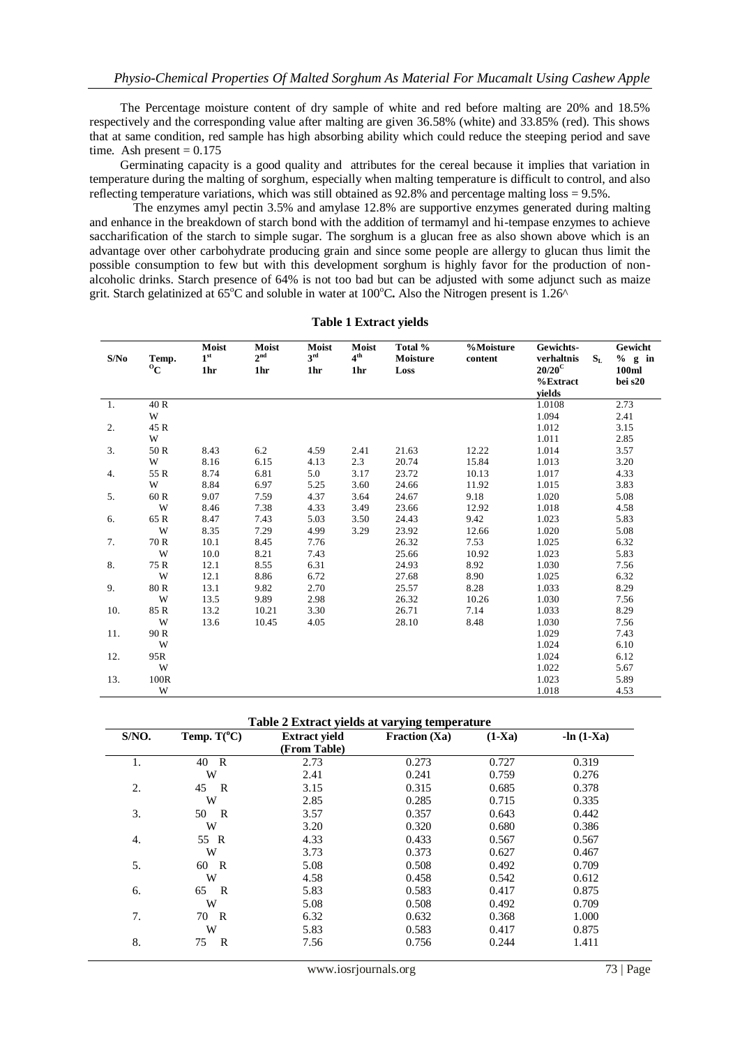The Percentage moisture content of dry sample of white and red before malting are 20% and 18.5% respectively and the corresponding value after malting are given 36.58% (white) and 33.85% (red). This shows that at same condition, red sample has high absorbing ability which could reduce the steeping period and save time. Ash present = 0.175

Germinating capacity is a good quality and attributes for the cereal because it implies that variation in temperature during the malting of sorghum, especially when malting temperature is difficult to control, and also reflecting temperature variations, which was still obtained as 92.8% and percentage malting loss = 9.5%.

The enzymes amyl pectin 3.5% and amylase 12.8% are supportive enzymes generated during malting and enhance in the breakdown of starch bond with the addition of termamyl and hi-tempase enzymes to achieve saccharification of the starch to simple sugar. The sorghum is a glucan free as also shown above which is an advantage over other carbohydrate producing grain and since some people are allergy to glucan thus limit the possible consumption to few but with this development sorghum is highly favor for the production of non-alcoholic drinks. Starch presence of 64% is not too bad but can be adjusted with some adjunct such as maize grit. Starch gelatinized at 65°C and soluble in water at 100°C**.** Also the Nitrogen present is 1.26^

**Table 1 Extract yields**

| S/No | Temp. °C | Moist 1st 1hr | Moist 2nd 1hr | Moist 3rd 1hr | Moist 4th 1hr | Total % Moisture Loss | %Moisture content | Gewichts-verhaltnis $S_L$ 20/20°C %Extract yields | Gewicht % g in 100ml bei s20 |
|---|---|---|---|---|---|---|---|---|---|
| 1. | 40 R | | | | | | | 1.0108 | 2.73 |
| | W | | | | | | | 1.094 | 2.41 |
| 2. | 45 R | | | | | | | 1.012 | 3.15 |
| | W | | | | | | | 1.011 | 2.85 |
| 3. | 50 R | 8.43 | 6.2 | 4.59 | 2.41 | 21.63 | 12.22 | 1.014 | 3.57 |
| | W | 8.16 | 6.15 | 4.13 | 2.3 | 20.74 | 15.84 | 1.013 | 3.20 |
| 4. | 55 R | 8.74 | 6.81 | 5.0 | 3.17 | 23.72 | 10.13 | 1.017 | 4.33 |
| | W | 8.84 | 6.97 | 5.25 | 3.60 | 24.66 | 11.92 | 1.015 | 3.83 |
| 5. | 60 R | 9.07 | 7.59 | 4.37 | 3.64 | 24.67 | 9.18 | 1.020 | 5.08 |
| | W | 8.46 | 7.38 | 4.33 | 3.49 | 23.66 | 12.92 | 1.018 | 4.58 |
| 6. | 65 R | 8.47 | 7.43 | 5.03 | 3.50 | 24.43 | 9.42 | 1.023 | 5.83 |
| | W | 8.35 | 7.29 | 4.99 | 3.29 | 23.92 | 12.66 | 1.020 | 5.08 |
| 7. | 70 R | 10.1 | 8.45 | 7.76 | | 26.32 | 7.53 | 1.025 | 6.32 |
| | W | 10.0 | 8.21 | 7.43 | | 25.66 | 10.92 | 1.023 | 5.83 |
| 8. | 75 R | 12.1 | 8.55 | 6.31 | | 24.93 | 8.92 | 1.030 | 7.56 |
| | W | 12.1 | 8.86 | 6.72 | | 27.68 | 8.90 | 1.025 | 6.32 |
| 9. | 80 R | 13.1 | 9.82 | 2.70 | | 25.57 | 8.28 | 1.033 | 8.29 |
| | W | 13.5 | 9.89 | 2.98 | | 26.32 | 10.26 | 1.030 | 7.56 |
| 10. | 85 R | 13.2 | 10.21 | 3.30 | | 26.71 | 7.14 | 1.033 | 8.29 |
| | W | 13.6 | 10.45 | 4.05 | | 28.10 | 8.48 | 1.030 | 7.56 |
| 11. | 90 R | | | | | | | 1.029 | 7.43 |
| | W | | | | | | | 1.024 | 6.10 |
| 12. | 95R | | | | | | | 1.024 | 6.12 |
| | W | | | | | | | 1.022 | 5.67 |
| 13. | 100R | | | | | | | 1.023 | 5.89 |
| | W | | | | | | | 1.018 | 4.53 |

**Table 2 Extract yields at varying temperature**

| S/NO. | Temp. T(°C) | Extract yield (From Table) | Fraction (Xa) | (1-Xa) | -ln (1-Xa) |
|---|---|---|---|---|---|
| 1. | 40 R | 2.73 | 0.273 | 0.727 | 0.319 |
| | W | 2.41 | 0.241 | 0.759 | 0.276 |
| 2. | 45 R | 3.15 | 0.315 | 0.685 | 0.378 |
| | W | 2.85 | 0.285 | 0.715 | 0.335 |
| 3. | 50 R | 3.57 | 0.357 | 0.643 | 0.442 |
| | W | 3.20 | 0.320 | 0.680 | 0.386 |
| 4. | 55 R | 4.33 | 0.433 | 0.567 | 0.567 |
| | W | 3.73 | 0.373 | 0.627 | 0.467 |
| 5. | 60 R | 5.08 | 0.508 | 0.492 | 0.709 |
| | W | 4.58 | 0.458 | 0.542 | 0.612 |
| 6. | 65 R | 5.83 | 0.583 | 0.417 | 0.875 |
| | W | 5.08 | 0.508 | 0.492 | 0.709 |
| 7. | 70 R | 6.32 | 0.632 | 0.368 | 1.000 |
| | W | 5.83 | 0.583 | 0.417 | 0.875 |
| 8. | 75 R | 7.56 | 0.756 | 0.244 | 1.411 |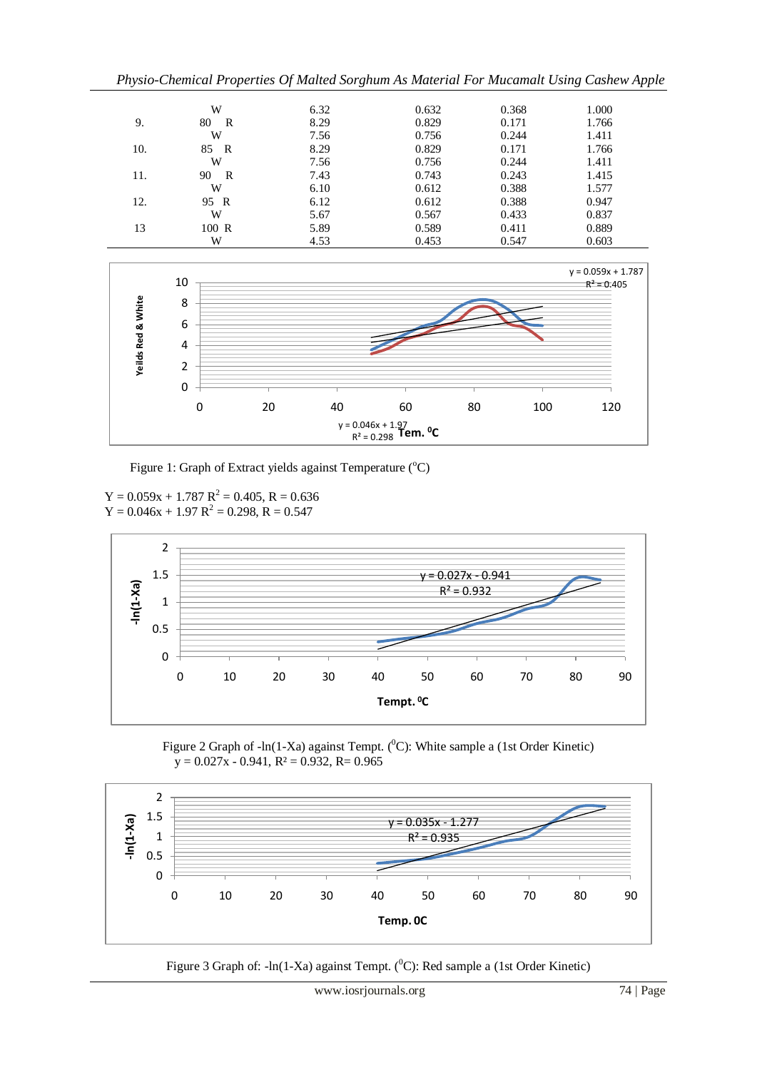|  |  |  |  |  |  |
|---|---|---|---|---|---|
|  | W | 6.32 | 0.632 | 0.368 | 1.000 |
| 9. | 80 R | 8.29 | 0.829 | 0.171 | 1.766 |
|  | W | 7.56 | 0.756 | 0.244 | 1.411 |
| 10. | 85 R | 8.29 | 0.829 | 0.171 | 1.766 |
|  | W | 7.56 | 0.756 | 0.244 | 1.411 |
| 11. | 90 R | 7.43 | 0.743 | 0.243 | 1.415 |
|  | W | 6.10 | 0.612 | 0.388 | 1.577 |
| 12. | 95 R | 6.12 | 0.612 | 0.388 | 0.947 |
|  | W | 5.67 | 0.567 | 0.433 | 0.837 |
| 13 | 100 R | 5.89 | 0.589 | 0.411 | 0.889 |
|  | W | 4.53 | 0.453 | 0.547 | 0.603 |

Figure 1: Graph of Extract yields against Temperature ($^oC$)

$Y = 0.059x + 1.787$ $R^2 = 0.405$, $R = 0.636$
$Y = 0.046x + 1.97$ $R^2 = 0.298$, $R = 0.547$

Figure 2 Graph of $-\ln(1\text{-}Xa)$ against Tempt. ($^0C$): White sample a (1st Order Kinetic)
$y = 0.027x - 0.941$, $R^2 = 0.932$, $R = 0.965$

Figure 3 Graph of: $-\ln(1\text{-}Xa)$ against Tempt. ($^0C$): Red sample a (1st Order Kinetic)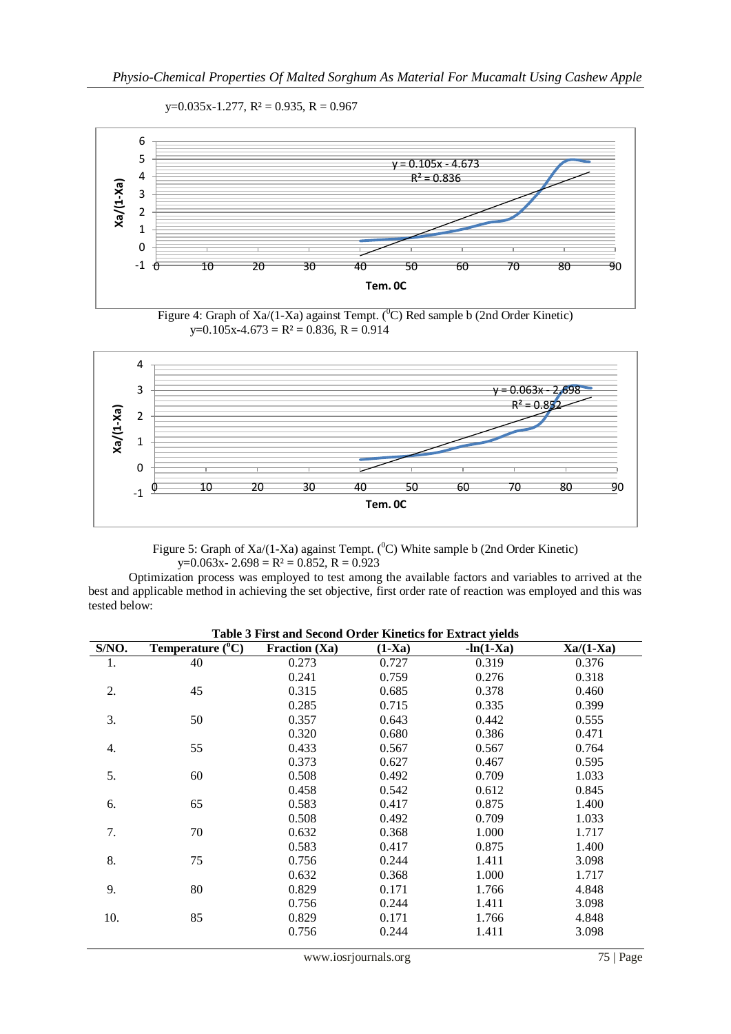y=0.035x-1.277, $R^2$ = 0.935, R = 0.967

Figure 4: Graph of Xa/(1-Xa) against Tempt. ($^0$C) Red sample b (2nd Order Kinetic)
y=0.105x-4.673 = $R^2$ = 0.836, R = 0.914

Figure 5: Graph of Xa/(1-Xa) against Tempt. ($^0$C) White sample b (2nd Order Kinetic)
y=0.063x- 2.698 = $R^2$ = 0.852, R = 0.923

Optimization process was employed to test among the available factors and variables to arrived at the best and applicable method in achieving the set objective, first order rate of reaction was employed and this was tested below:

**Table 3 First and Second Order Kinetics for Extract yields**

| S/NO. | Temperature ($^o$C) | Fraction (Xa) | (1-Xa) | -ln(1-Xa) | Xa/(1-Xa) |
|---|---|---|---|---|---|
| 1. | 40 | 0.273 | 0.727 | 0.319 | 0.376 |
| | | 0.241 | 0.759 | 0.276 | 0.318 |
| 2. | 45 | 0.315 | 0.685 | 0.378 | 0.460 |
| | | 0.285 | 0.715 | 0.335 | 0.399 |
| 3. | 50 | 0.357 | 0.643 | 0.442 | 0.555 |
| | | 0.320 | 0.680 | 0.386 | 0.471 |
| 4. | 55 | 0.433 | 0.567 | 0.567 | 0.764 |
| | | 0.373 | 0.627 | 0.467 | 0.595 |
| 5. | 60 | 0.508 | 0.492 | 0.709 | 1.033 |
| | | 0.458 | 0.542 | 0.612 | 0.845 |
| 6. | 65 | 0.583 | 0.417 | 0.875 | 1.400 |
| | | 0.508 | 0.492 | 0.709 | 1.033 |
| 7. | 70 | 0.632 | 0.368 | 1.000 | 1.717 |
| | | 0.583 | 0.417 | 0.875 | 1.400 |
| 8. | 75 | 0.756 | 0.244 | 1.411 | 3.098 |
| | | 0.632 | 0.368 | 1.000 | 1.717 |
| 9. | 80 | 0.829 | 0.171 | 1.766 | 4.848 |
| | | 0.756 | 0.244 | 1.411 | 3.098 |
| 10. | 85 | 0.829 | 0.171 | 1.766 | 4.848 |
| | | 0.756 | 0.244 | 1.411 | 3.098 |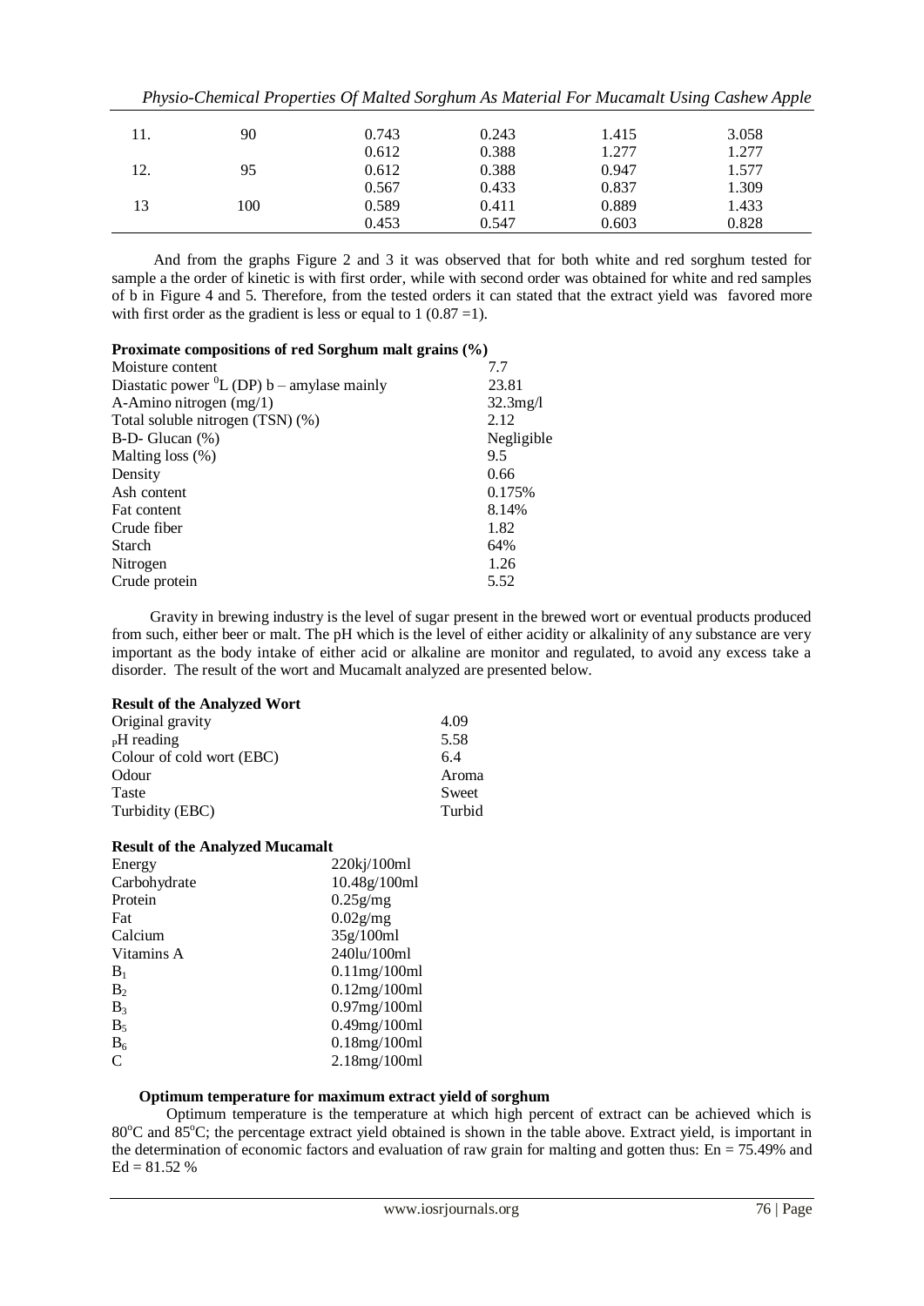| 11. | 90 | 0.743 | 0.243 | 1.415 | 3.058 |
|---|---|---|---|---|---|
| | | 0.612 | 0.388 | 1.277 | 1.277 |
| 12. | 95 | 0.612 | 0.388 | 0.947 | 1.577 |
| | | 0.567 | 0.433 | 0.837 | 1.309 |
| 13 | 100 | 0.589 | 0.411 | 0.889 | 1.433 |
| | | 0.453 | 0.547 | 0.603 | 0.828 |

And from the graphs Figure 2 and 3 it was observed that for both white and red sorghum tested for sample a the order of kinetic is with first order, while with second order was obtained for white and red samples of b in Figure 4 and 5. Therefore, from the tested orders it can stated that the extract yield was favored more with first order as the gradient is less or equal to 1 (0.87 =1).

**Proximate compositions of red Sorghum malt grains (%)**

| | |
|---|---|
| Moisture content | 7.7 |
| Diastatic power $^0$L (DP) b – amylase mainly | 23.81 |
| A-Amino nitrogen (mg/1) | 32.3mg/l |
| Total soluble nitrogen (TSN) (%) | 2.12 |
| B-D- Glucan (%) | Negligible |
| Malting loss (%) | 9.5 |
| Density | 0.66 |
| Ash content | 0.175% |
| Fat content | 8.14% |
| Crude fiber | 1.82 |
| Starch | 64% |
| Nitrogen | 1.26 |
| Crude protein | 5.52 |

Gravity in brewing industry is the level of sugar present in the brewed wort or eventual products produced from such, either beer or malt. The pH which is the level of either acidity or alkalinity of any substance are very important as the body intake of either acid or alkaline are monitor and regulated, to avoid any excess take a disorder. The result of the wort and Mucamalt analyzed are presented below.

**Result of the Analyzed Wort**

| | |
|---|---|
| Original gravity | 4.09 |
| $_p$H reading | 5.58 |
| Colour of cold wort (EBC) | 6.4 |
| Odour | Aroma |
| Taste | Sweet |
| Turbidity (EBC) | Turbid |

**Result of the Analyzed Mucamalt**

| | |
|---|---|
| Energy | 220kj/100ml |
| Carbohydrate | 10.48g/100ml |
| Protein | 0.25g/mg |
| Fat | 0.02g/mg |
| Calcium | 35g/100ml |
| Vitamins A | 240lu/100ml |
| $B_1$ | 0.11mg/100ml |
| $B_2$ | 0.12mg/100ml |
| $B_3$ | 0.97mg/100ml |
| $B_5$ | 0.49mg/100ml |
| $B_6$ | 0.18mg/100ml |
| C | 2.18mg/100ml |

**Optimum temperature for maximum extract yield of sorghum**

Optimum temperature is the temperature at which high percent of extract can be achieved which is 80$^o$C and 85$^o$C; the percentage extract yield obtained is shown in the table above. Extract yield, is important in the determination of economic factors and evaluation of raw grain for malting and gotten thus: En = 75.49% and Ed = 81.52 %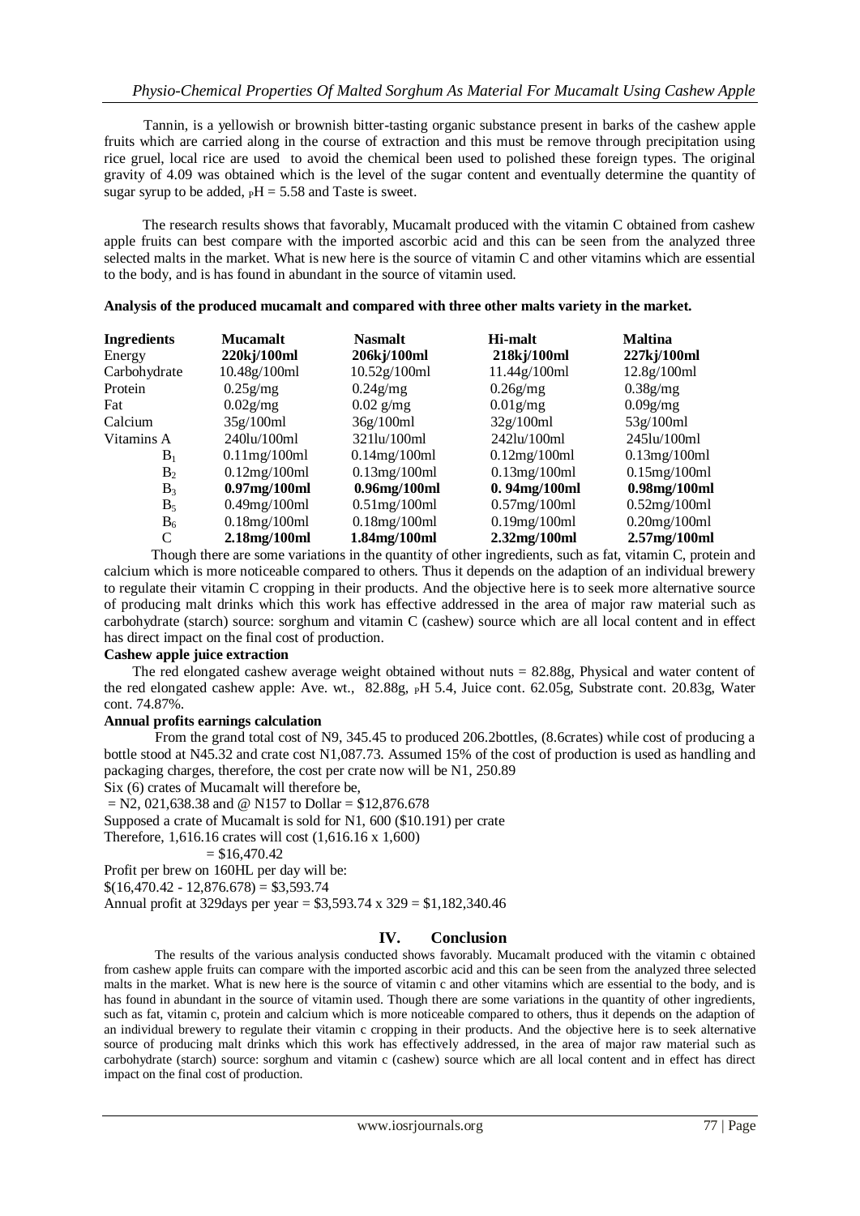Tannin, is a yellowish or brownish bitter-tasting organic substance present in barks of the cashew apple fruits which are carried along in the course of extraction and this must be remove through precipitation using rice gruel, local rice are used to avoid the chemical been used to polished these foreign types. The original gravity of 4.09 was obtained which is the level of the sugar content and eventually determine the quantity of sugar syrup to be added, $_PH = 5.58$ and Taste is sweet.

The research results shows that favorably, Mucamalt produced with the vitamin C obtained from cashew apple fruits can best compare with the imported ascorbic acid and this can be seen from the analyzed three selected malts in the market. What is new here is the source of vitamin C and other vitamins which are essential to the body, and is has found in abundant in the source of vitamin used.

**Analysis of the produced mucamalt and compared with three other malts variety in the market.**

| Ingredients | Mucamalt | Nasmalt | Hi-malt | Maltina |
|---|---|---|---|---|
| Energy | **220kj/100ml** | **206kj/100ml** | **218kj/100ml** | **227kj/100ml** |
| Carbohydrate | 10.48g/100ml | 10.52g/100ml | 11.44g/100ml | 12.8g/100ml |
| Protein | 0.25g/mg | 0.24g/mg | 0.26g/mg | 0.38g/mg |
| Fat | 0.02g/mg | 0.02 g/mg | 0.01g/mg | 0.09g/mg |
| Calcium | 35g/100ml | 36g/100ml | 32g/100ml | 53g/100ml |
| Vitamins A | 240lu/100ml | 321lu/100ml | 242lu/100ml | 245lu/100ml |
| $B_1$ | 0.11mg/100ml | 0.14mg/100ml | 0.12mg/100ml | 0.13mg/100ml |
| $B_2$ | 0.12mg/100ml | 0.13mg/100ml | 0.13mg/100ml | 0.15mg/100ml |
| $B_3$ | **0.97mg/100ml** | **0.96mg/100ml** | **0. 94mg/100ml** | **0.98mg/100ml** |
| $B_5$ | 0.49mg/100ml | 0.51mg/100ml | 0.57mg/100ml | 0.52mg/100ml |
| $B_6$ | 0.18mg/100ml | 0.18mg/100ml | 0.19mg/100ml | 0.20mg/100ml |
| C | **2.18mg/100ml** | **1.84mg/100ml** | **2.32mg/100ml** | **2.57mg/100ml** |

Though there are some variations in the quantity of other ingredients, such as fat, vitamin C, protein and calcium which is more noticeable compared to others. Thus it depends on the adaption of an individual brewery to regulate their vitamin C cropping in their products. And the objective here is to seek more alternative source of producing malt drinks which this work has effective addressed in the area of major raw material such as carbohydrate (starch) source: sorghum and vitamin C (cashew) source which are all local content and in effect has direct impact on the final cost of production.

**Cashew apple juice extraction**

The red elongated cashew average weight obtained without nuts = 82.88g, Physical and water content of the red elongated cashew apple: Ave. wt., 82.88g, $_PH$ 5.4, Juice cont. 62.05g, Substrate cont. 20.83g, Water cont. 74.87%.

**Annual profits earnings calculation**

From the grand total cost of N9, 345.45 to produced 206.2bottles, (8.6crates) while cost of producing a bottle stood at N45.32 and crate cost N1,087.73. Assumed 15% of the cost of production is used as handling and packaging charges, therefore, the cost per crate now will be N1, 250.89

Six (6) crates of Mucamalt will therefore be,

= N2, 021,638.38 and @ N157 to Dollar = $12,876.678

Supposed a crate of Mucamalt is sold for N1, 600 ($10.191) per crate

Therefore, 1,616.16 crates will cost (1,616.16 x 1,600)

= $16,470.42

Profit per brew on 160HL per day will be:

$(16,470.42 - 12,876.678) = $3,593.74

Annual profit at 329days per year = $3,593.74 x 329 = $1,182,340.46

## IV. Conclusion

The results of the various analysis conducted shows favorably. Mucamalt produced with the vitamin c obtained from cashew apple fruits can compare with the imported ascorbic acid and this can be seen from the analyzed three selected malts in the market. What is new here is the source of vitamin c and other vitamins which are essential to the body, and is has found in abundant in the source of vitamin used. Though there are some variations in the quantity of other ingredients, such as fat, vitamin c, protein and calcium which is more noticeable compared to others, thus it depends on the adaption of an individual brewery to regulate their vitamin c cropping in their products. And the objective here is to seek alternative source of producing malt drinks which this work has effectively addressed, in the area of major raw material such as carbohydrate (starch) source: sorghum and vitamin c (cashew) source which are all local content and in effect has direct impact on the final cost of production.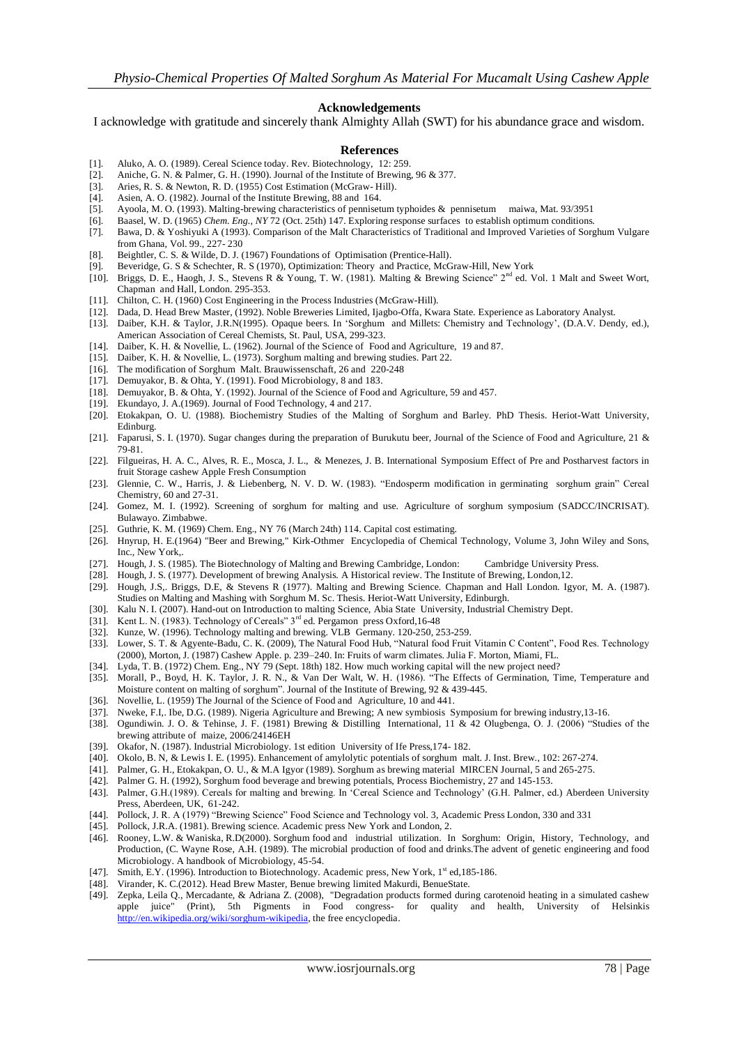## Acknowledgements

I acknowledge with gratitude and sincerely thank Almighty Allah (SWT) for his abundance grace and wisdom.

## References

[1]. Aluko, A. O. (1989). Cereal Science today. Rev. Biotechnology, 12: 259.

[2]. Aniche, G. N. & Palmer, G. H. (1990). Journal of the Institute of Brewing, 96 & 377.

[3]. Aries, R. S. & Newton, R. D. (1955) Cost Estimation (McGraw- Hill).

[4]. Asien, A. O. (1982). Journal of the Institute Brewing, 88 and 164.

[5]. Ayoola, M. O. (1993). Malting-brewing characteristics of pennisetum typhoides & pennisetum maiwa, Mat. 93/3951

[6]. Baasel, W. D. (1965) *Chem. Eng., NY* 72 (Oct. 25th) 147. Exploring response surfaces to establish optimum conditions.

[7]. Bawa, D. & Yoshiyuki A (1993). Comparison of the Malt Characteristics of Traditional and Improved Varieties of Sorghum Vulgare from Ghana, Vol. 99., 227- 230

[8]. Beightler, C. S. & Wilde, D. J. (1967) Foundations of Optimisation (Prentice-Hall).

[9]. Beveridge, G. S & Schechter, R. S (1970), Optimization: Theory and Practice, McGraw-Hill, New York

[10]. Briggs, D. E., Haogh, J. S., Stevens R & Young, T. W. (1981). Malting & Brewing Science" 2nd ed. Vol. 1 Malt and Sweet Wort, Chapman and Hall, London. 295-353.

[11]. Chilton, C. H. (1960) Cost Engineering in the Process Industries (McGraw-Hill).

[12]. Dada, D. Head Brew Master, (1992). Noble Breweries Limited, Ijagbo-Offa, Kwara State. Experience as Laboratory Analyst.

[13]. Daiber, K.H. & Taylor, J.R.N(1995). Opaque beers. In 'Sorghum and Millets: Chemistry and Technology', (D.A.V. Dendy, ed.), American Association of Cereal Chemists, St. Paul, USA, 299-323.

[14]. Daiber, K. H. & Novellie, L. (1962). Journal of the Science of Food and Agriculture, 19 and 87.

[15]. Daiber, K. H. & Novellie, L. (1973). Sorghum malting and brewing studies. Part 22.

[16]. The modification of Sorghum Malt. Brauwissenschaft, 26 and 220-248

[17]. Demuyakor, B. & Ohta, Y. (1991). Food Microbiology, 8 and 183.

[18]. Demuyakor, B. & Ohta, Y. (1992). Journal of the Science of Food and Agriculture, 59 and 457.

[19]. Ekundayo, J. A.(1969). Journal of Food Technology, 4 and 217.

[20]. Etokakpan, O. U. (1988). Biochemistry Studies of the Malting of Sorghum and Barley. PhD Thesis. Heriot-Watt University, Edinburg.

[21]. Faparusi, S. I. (1970). Sugar changes during the preparation of Burukutu beer, Journal of the Science of Food and Agriculture, 21 & 79-81.

[22]. Filgueiras, H. A. C., Alves, R. E., Mosca, J. L., & Menezes, J. B. International Symposium Effect of Pre and Postharvest factors in fruit Storage cashew Apple Fresh Consumption

[23]. Glennie, C. W., Harris, J. & Liebenberg, N. V. D. W. (1983). "Endosperm modification in germinating sorghum grain" Cereal Chemistry, 60 and 27-31.

[24]. Gomez, M. I. (1992). Screening of sorghum for malting and use. Agriculture of sorghum symposium (SADCC/INCRISAT). Bulawayo. Zimbabwe.

[25]. Guthrie, K. M. (1969) Chem. Eng., NY 76 (March 24th) 114. Capital cost estimating.

[26]. Hnyrup, H. E.(1964) "Beer and Brewing," Kirk-Othmer Encyclopedia of Chemical Technology, Volume 3, John Wiley and Sons, Inc., New York,.

[27]. Hough, J. S. (1985). The Biotechnology of Malting and Brewing Cambridge, London: Cambridge University Press.

[28]. Hough, J. S. (1977). Development of brewing Analysis. A Historical review. The Institute of Brewing, London,12.

[29]. Hough, J.S,. Briggs, D.E, & Stevens R (1977). Malting and Brewing Science. Chapman and Hall London. Igyor, M. A. (1987). Studies on Malting and Mashing with Sorghum M. Sc. Thesis. Heriot-Watt University, Edinburgh.

[30]. Kalu N. I. (2007). Hand-out on Introduction to malting Science, Abia State University, Industrial Chemistry Dept.

[31]. Kent L. N. (1983). Technology of Cereals" 3rd ed. Pergamon press Oxford,16-48

[32]. Kunze, W. (1996). Technology malting and brewing. VLB Germany. 120-250, 253-259.

[33]. Lower, S. T. & Agyente-Badu, C. K. (2009), The Natural Food Hub, "Natural food Fruit Vitamin C Content", Food Res. Technology (2000), Morton, J. (1987) Cashew Apple. p. 239–240. In: Fruits of warm climates. Julia F. Morton, Miami, FL.

[34]. Lyda, T. B. (1972) Chem. Eng., NY 79 (Sept. 18th) 182. How much working capital will the new project need?

[35]. Morall, P., Boyd, H. K. Taylor, J. R. N., & Van Der Walt, W. H. (1986). "The Effects of Germination, Time, Temperature and Moisture content on malting of sorghum". Journal of the Institute of Brewing, 92 & 439-445.

[36]. Novellie, L. (1959) The Journal of the Science of Food and Agriculture, 10 and 441.

[37]. Nweke, F.I,. Ibe, D.G. (1989). Nigeria Agriculture and Brewing; A new symbiosis Symposium for brewing industry,13-16.

[38]. Ogundiwin. J. O. & Tehinse, J. F. (1981) Brewing & Distilling International, 11 & 42 Olugbenga, O. J. (2006) "Studies of the brewing attribute of maize, 2006/24146EH

[39]. Okafor, N. (1987). Industrial Microbiology. 1st edition University of Ife Press,174- 182.

[40]. Okolo, B. N, & Lewis I. E. (1995). Enhancement of amylolytic potentials of sorghum malt. J. Inst. Brew., 102: 267-274.

[41]. Palmer, G. H., Etokakpan, O. U., & M.A Igyor (1989). Sorghum as brewing material MIRCEN Journal, 5 and 265-275.

[42]. Palmer G. H. (1992), Sorghum food beverage and brewing potentials, Process Biochemistry, 27 and 145-153.

[43]. Palmer, G.H.(1989). Cereals for malting and brewing. In 'Cereal Science and Technology' (G.H. Palmer, ed.) Aberdeen University Press, Aberdeen, UK, 61-242.

[44]. Pollock, J. R. A (1979) "Brewing Science" Food Science and Technology vol. 3, Academic Press London, 330 and 331

[45]. Pollock, J.R.A. (1981). Brewing science. Academic press New York and London, 2.

[46]. Rooney, L.W. & Waniska, R.D(2000). Sorghum food and industrial utilization. In Sorghum: Origin, History, Technology, and Production, (C. Wayne Rose, A.H. (1989). The microbial production of food and drinks.The advent of genetic engineering and food Microbiology. A handbook of Microbiology, 45-54.

[47]. Smith, E.Y. (1996). Introduction to Biotechnology. Academic press, New York, 1st ed,185-186.

[48]. Virander, K. C.(2012). Head Brew Master, Benue brewing limited Makurdi, BenueState.

[49]. Zepka, Leila Q., Mercadante, & Adriana Z. (2008), "Degradation products formed during carotenoid heating in a simulated cashew apple juice" (Print), 5th Pigments in Food congress- for quality and health, University of Helsinkis http://en.wikipedia.org/wiki/sorghum-wikipedia, the free encyclopedia.